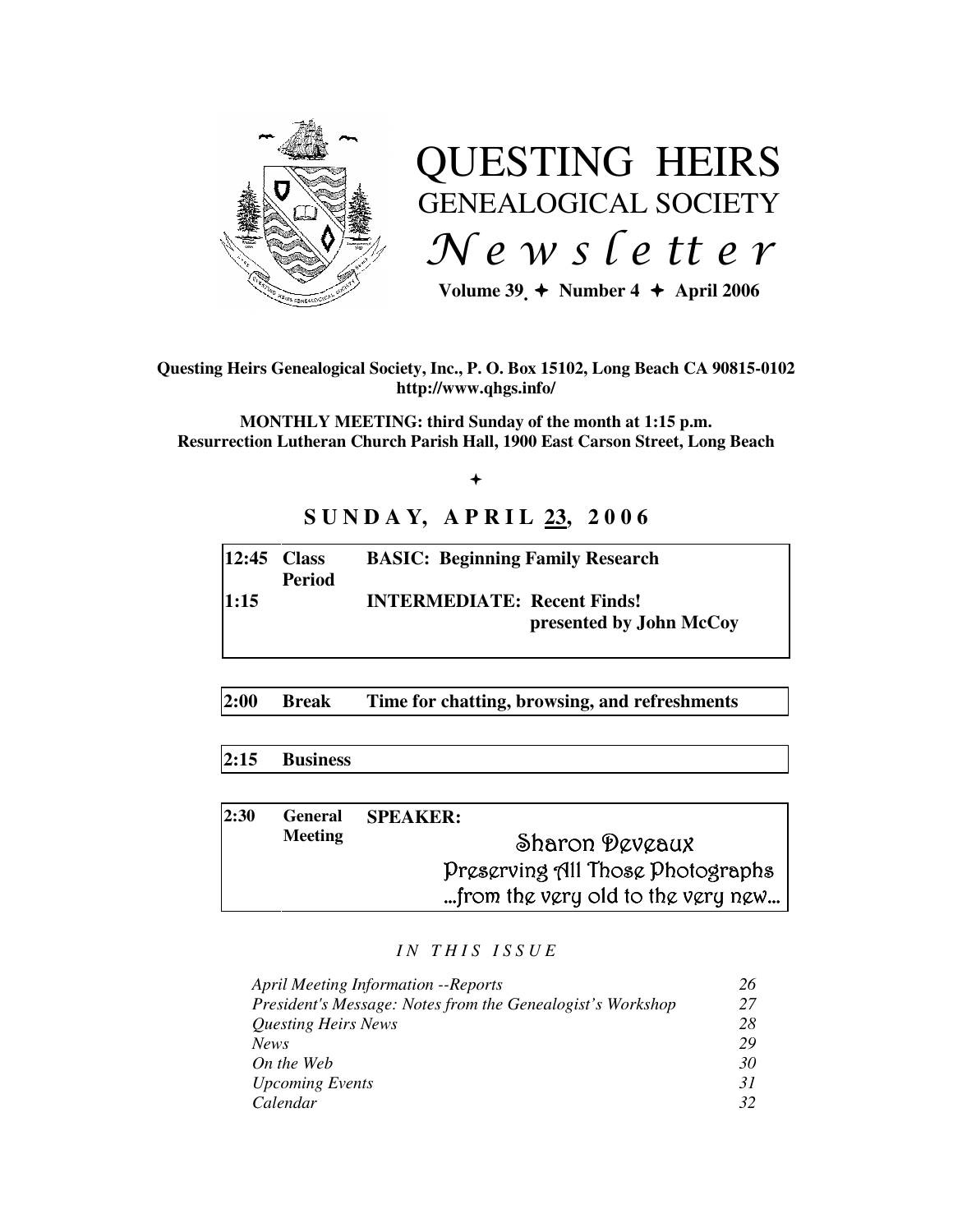# QUESTING HEIRS
## GENEALOGICAL SOCIETY
## *Newsletter*

**Volume 39 ✦ Number 4 ✦ April 2006**

**Questing Heirs Genealogical Society, Inc., P. O. Box 15102, Long Beach CA 90815-0102**
**http://www.qhgs.info/**

**MONTHLY MEETING: third Sunday of the month at 1:15 p.m.**
**Resurrection Lutheran Church Parish Hall, 1900 East Carson Street, Long Beach**

✦

## SUNDAY, APRIL 23, 2006

| | | |
|---|---|---|
| **12:45** | **Class Period** | **BASIC: Beginning Family Research** |
| **1:15** | | **INTERMEDIATE: Recent Finds! presented by John McCoy** |

| | | |
|---|---|---|
| **2:00** | **Break** | **Time for chatting, browsing, and refreshments** |

| | |
|---|---|
| **2:15** | **Business** |

| | | |
|---|---|---|
| **2:30** | **General Meeting** | **SPEAKER:** Sharon Deveaux — Preserving All Those Photographs ...from the very old to the very new... |

### *IN THIS ISSUE*

| | |
|---|---|
| *April Meeting Information --Reports* | *26* |
| *President's Message: Notes from the Genealogist's Workshop* | *27* |
| *Questing Heirs News* | *28* |
| *News* | *29* |
| *On the Web* | *30* |
| *Upcoming Events* | *31* |
| *Calendar* | *32* |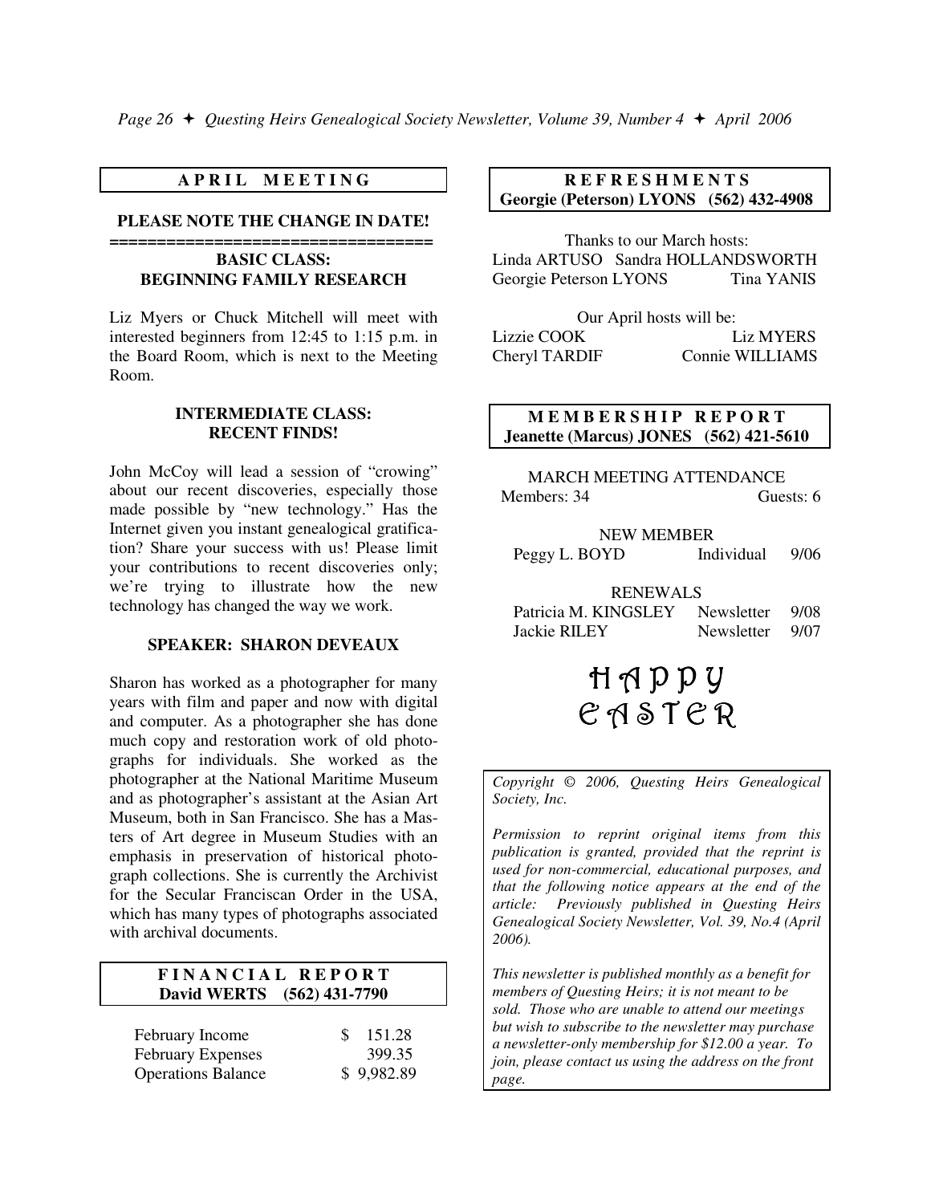## APRIL MEETING

**PLEASE NOTE THE CHANGE IN DATE!**

==================================

### BASIC CLASS: BEGINNING FAMILY RESEARCH

Liz Myers or Chuck Mitchell will meet with interested beginners from 12:45 to 1:15 p.m. in the Board Room, which is next to the Meeting Room.

### INTERMEDIATE CLASS: RECENT FINDS!

John McCoy will lead a session of "crowing" about our recent discoveries, especially those made possible by "new technology." Has the Internet given you instant genealogical gratification? Share your success with us! Please limit your contributions to recent discoveries only; we're trying to illustrate how the new technology has changed the way we work.

### SPEAKER: SHARON DEVEAUX

Sharon has worked as a photographer for many years with film and paper and now with digital and computer. As a photographer she has done much copy and restoration work of old photographs for individuals. She worked as the photographer at the National Maritime Museum and as photographer's assistant at the Asian Art Museum, both in San Francisco. She has a Masters of Art degree in Museum Studies with an emphasis in preservation of historical photograph collections. She is currently the Archivist for the Secular Franciscan Order in the USA, which has many types of photographs associated with archival documents.

## FINANCIAL REPORT

**David WERTS (562) 431-7790**

| | |
|---|---|
| February Income | $ 151.28 |
| February Expenses | 399.35 |
| Operations Balance | $ 9,982.89 |

## REFRESHMENTS

**Georgie (Peterson) LYONS (562) 432-4908**

Thanks to our March hosts:
Linda ARTUSO, Sandra HOLLANDSWORTH, Georgie Peterson LYONS, Tina YANIS

Our April hosts will be:
Lizzie COOK, Liz MYERS, Cheryl TARDIF, Connie WILLIAMS

## MEMBERSHIP REPORT

**Jeanette (Marcus) JONES (562) 421-5610**

MARCH MEETING ATTENDANCE

Members: 34 Guests: 6

NEW MEMBER

| | | |
|---|---|---|
| Peggy L. BOYD | Individual | 9/06 |

RENEWALS

| | | |
|---|---|---|
| Patricia M. KINGSLEY | Newsletter | 9/08 |
| Jackie RILEY | Newsletter | 9/07 |

**HAPPY EASTER**

*Copyright © 2006, Questing Heirs Genealogical Society, Inc.*

*Permission to reprint original items from this publication is granted, provided that the reprint is used for non-commercial, educational purposes, and that the following notice appears at the end of the article: Previously published in Questing Heirs Genealogical Society Newsletter, Vol. 39, No.4 (April 2006).*

*This newsletter is published monthly as a benefit for members of Questing Heirs; it is not meant to be sold. Those who are unable to attend our meetings but wish to subscribe to the newsletter may purchase a newsletter-only membership for $12.00 a year. To join, please contact us using the address on the front page.*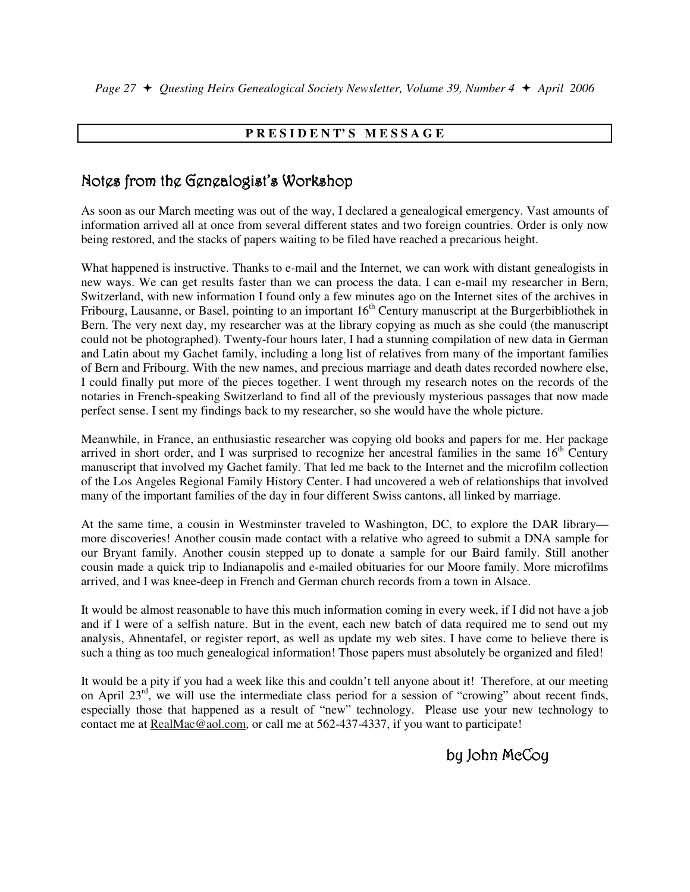## PRESIDENT'S MESSAGE

# Notes from the Genealogist's Workshop

As soon as our March meeting was out of the way, I declared a genealogical emergency. Vast amounts of information arrived all at once from several different states and two foreign countries. Order is only now being restored, and the stacks of papers waiting to be filed have reached a precarious height.

What happened is instructive. Thanks to e-mail and the Internet, we can work with distant genealogists in new ways. We can get results faster than we can process the data. I can e-mail my researcher in Bern, Switzerland, with new information I found only a few minutes ago on the Internet sites of the archives in Fribourg, Lausanne, or Basel, pointing to an important 16th Century manuscript at the Burgerbibliothek in Bern. The very next day, my researcher was at the library copying as much as she could (the manuscript could not be photographed). Twenty-four hours later, I had a stunning compilation of new data in German and Latin about my Gachet family, including a long list of relatives from many of the important families of Bern and Fribourg. With the new names, and precious marriage and death dates recorded nowhere else, I could finally put more of the pieces together. I went through my research notes on the records of the notaries in French-speaking Switzerland to find all of the previously mysterious passages that now made perfect sense. I sent my findings back to my researcher, so she would have the whole picture.

Meanwhile, in France, an enthusiastic researcher was copying old books and papers for me. Her package arrived in short order, and I was surprised to recognize her ancestral families in the same 16th Century manuscript that involved my Gachet family. That led me back to the Internet and the microfilm collection of the Los Angeles Regional Family History Center. I had uncovered a web of relationships that involved many of the important families of the day in four different Swiss cantons, all linked by marriage.

At the same time, a cousin in Westminster traveled to Washington, DC, to explore the DAR library—more discoveries! Another cousin made contact with a relative who agreed to submit a DNA sample for our Bryant family. Another cousin stepped up to donate a sample for our Baird family. Still another cousin made a quick trip to Indianapolis and e-mailed obituaries for our Moore family. More microfilms arrived, and I was knee-deep in French and German church records from a town in Alsace.

It would be almost reasonable to have this much information coming in every week, if I did not have a job and if I were of a selfish nature. But in the event, each new batch of data required me to send out my analysis, Ahnentafel, or register report, as well as update my web sites. I have come to believe there is such a thing as too much genealogical information! Those papers must absolutely be organized and filed!

It would be a pity if you had a week like this and couldn't tell anyone about it! Therefore, at our meeting on April 23rd, we will use the intermediate class period for a session of "crowing" about recent finds, especially those that happened as a result of "new" technology. Please use your new technology to contact me at RealMac@aol.com, or call me at 562-437-4337, if you want to participate!

by John McCoy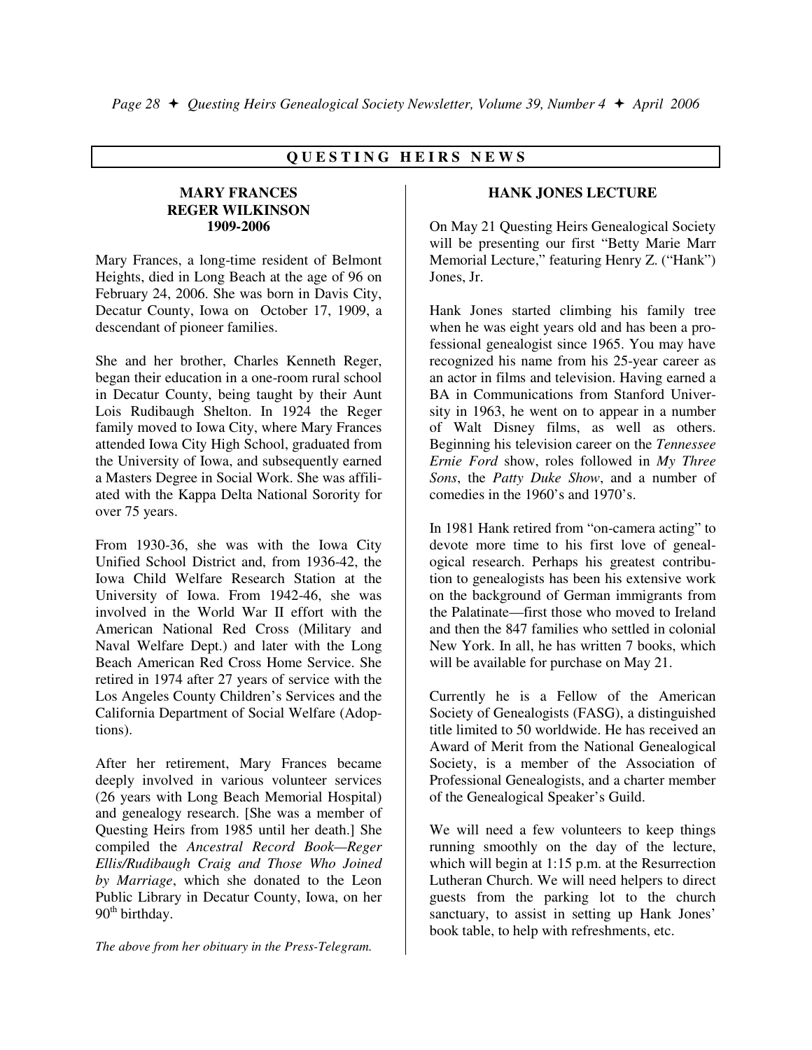## QUESTING HEIRS NEWS

### MARY FRANCES REGER WILKINSON 1909-2006

Mary Frances, a long-time resident of Belmont Heights, died in Long Beach at the age of 96 on February 24, 2006. She was born in Davis City, Decatur County, Iowa on October 17, 1909, a descendant of pioneer families.

She and her brother, Charles Kenneth Reger, began their education in a one-room rural school in Decatur County, being taught by their Aunt Lois Rudibaugh Shelton. In 1924 the Reger family moved to Iowa City, where Mary Frances attended Iowa City High School, graduated from the University of Iowa, and subsequently earned a Masters Degree in Social Work. She was affiliated with the Kappa Delta National Sorority for over 75 years.

From 1930-36, she was with the Iowa City Unified School District and, from 1936-42, the Iowa Child Welfare Research Station at the University of Iowa. From 1942-46, she was involved in the World War II effort with the American National Red Cross (Military and Naval Welfare Dept.) and later with the Long Beach American Red Cross Home Service. She retired in 1974 after 27 years of service with the Los Angeles County Children's Services and the California Department of Social Welfare (Adoptions).

After her retirement, Mary Frances became deeply involved in various volunteer services (26 years with Long Beach Memorial Hospital) and genealogy research. [She was a member of Questing Heirs from 1985 until her death.] She compiled the *Ancestral Record Book—Reger Ellis/Rudibaugh Craig and Those Who Joined by Marriage*, which she donated to the Leon Public Library in Decatur County, Iowa, on her 90th birthday.

*The above from her obituary in the Press-Telegram.*

### HANK JONES LECTURE

On May 21 Questing Heirs Genealogical Society will be presenting our first "Betty Marie Marr Memorial Lecture," featuring Henry Z. ("Hank") Jones, Jr.

Hank Jones started climbing his family tree when he was eight years old and has been a professional genealogist since 1965. You may have recognized his name from his 25-year career as an actor in films and television. Having earned a BA in Communications from Stanford University in 1963, he went on to appear in a number of Walt Disney films, as well as others. Beginning his television career on the *Tennessee Ernie Ford* show, roles followed in *My Three Sons*, the *Patty Duke Show*, and a number of comedies in the 1960's and 1970's.

In 1981 Hank retired from "on-camera acting" to devote more time to his first love of genealogical research. Perhaps his greatest contribution to genealogists has been his extensive work on the background of German immigrants from the Palatinate—first those who moved to Ireland and then the 847 families who settled in colonial New York. In all, he has written 7 books, which will be available for purchase on May 21.

Currently he is a Fellow of the American Society of Genealogists (FASG), a distinguished title limited to 50 worldwide. He has received an Award of Merit from the National Genealogical Society, is a member of the Association of Professional Genealogists, and a charter member of the Genealogical Speaker's Guild.

We will need a few volunteers to keep things running smoothly on the day of the lecture, which will begin at 1:15 p.m. at the Resurrection Lutheran Church. We will need helpers to direct guests from the parking lot to the church sanctuary, to assist in setting up Hank Jones' book table, to help with refreshments, etc.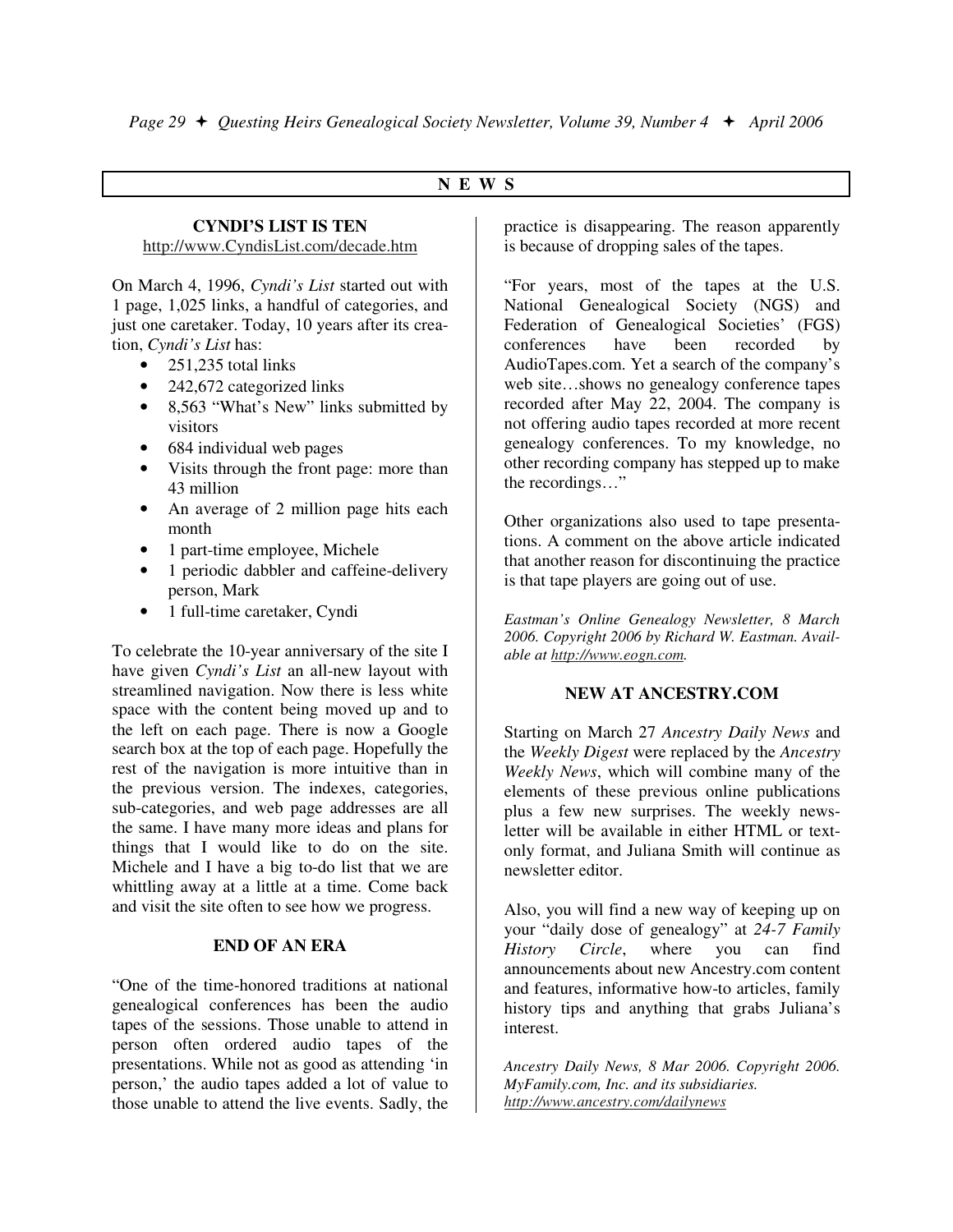## N E W S

### CYNDI'S LIST IS TEN

http://www.CyndisList.com/decade.htm

On March 4, 1996, *Cyndi's List* started out with 1 page, 1,025 links, a handful of categories, and just one caretaker. Today, 10 years after its creation, *Cyndi's List* has:

- 251,235 total links
- 242,672 categorized links
- 8,563 "What's New" links submitted by visitors
- 684 individual web pages
- Visits through the front page: more than 43 million
- An average of 2 million page hits each month
- 1 part-time employee, Michele
- 1 periodic dabbler and caffeine-delivery person, Mark
- 1 full-time caretaker, Cyndi

To celebrate the 10-year anniversary of the site I have given *Cyndi's List* an all-new layout with streamlined navigation. Now there is less white space with the content being moved up and to the left on each page. There is now a Google search box at the top of each page. Hopefully the rest of the navigation is more intuitive than in the previous version. The indexes, categories, sub-categories, and web page addresses are all the same. I have many more ideas and plans for things that I would like to do on the site. Michele and I have a big to-do list that we are whittling away at a little at a time. Come back and visit the site often to see how we progress.

### END OF AN ERA

"One of the time-honored traditions at national genealogical conferences has been the audio tapes of the sessions. Those unable to attend in person often ordered audio tapes of the presentations. While not as good as attending 'in person,' the audio tapes added a lot of value to those unable to attend the live events. Sadly, the practice is disappearing. The reason apparently is because of dropping sales of the tapes.

"For years, most of the tapes at the U.S. National Genealogical Society (NGS) and Federation of Genealogical Societies' (FGS) conferences have been recorded by AudioTapes.com. Yet a search of the company's web site…shows no genealogy conference tapes recorded after May 22, 2004. The company is not offering audio tapes recorded at more recent genealogy conferences. To my knowledge, no other recording company has stepped up to make the recordings…"

Other organizations also used to tape presentations. A comment on the above article indicated that another reason for discontinuing the practice is that tape players are going out of use.

*Eastman's Online Genealogy Newsletter, 8 March 2006. Copyright 2006 by Richard W. Eastman. Available at http://www.eogn.com.*

### NEW AT ANCESTRY.COM

Starting on March 27 *Ancestry Daily News* and the *Weekly Digest* were replaced by the *Ancestry Weekly News*, which will combine many of the elements of these previous online publications plus a few new surprises. The weekly newsletter will be available in either HTML or text-only format, and Juliana Smith will continue as newsletter editor.

Also, you will find a new way of keeping up on your "daily dose of genealogy" at *24-7 Family History Circle*, where you can find announcements about new Ancestry.com content and features, informative how-to articles, family history tips and anything that grabs Juliana's interest.

*Ancestry Daily News, 8 Mar 2006. Copyright 2006. MyFamily.com, Inc. and its subsidiaries. http://www.ancestry.com/dailynews*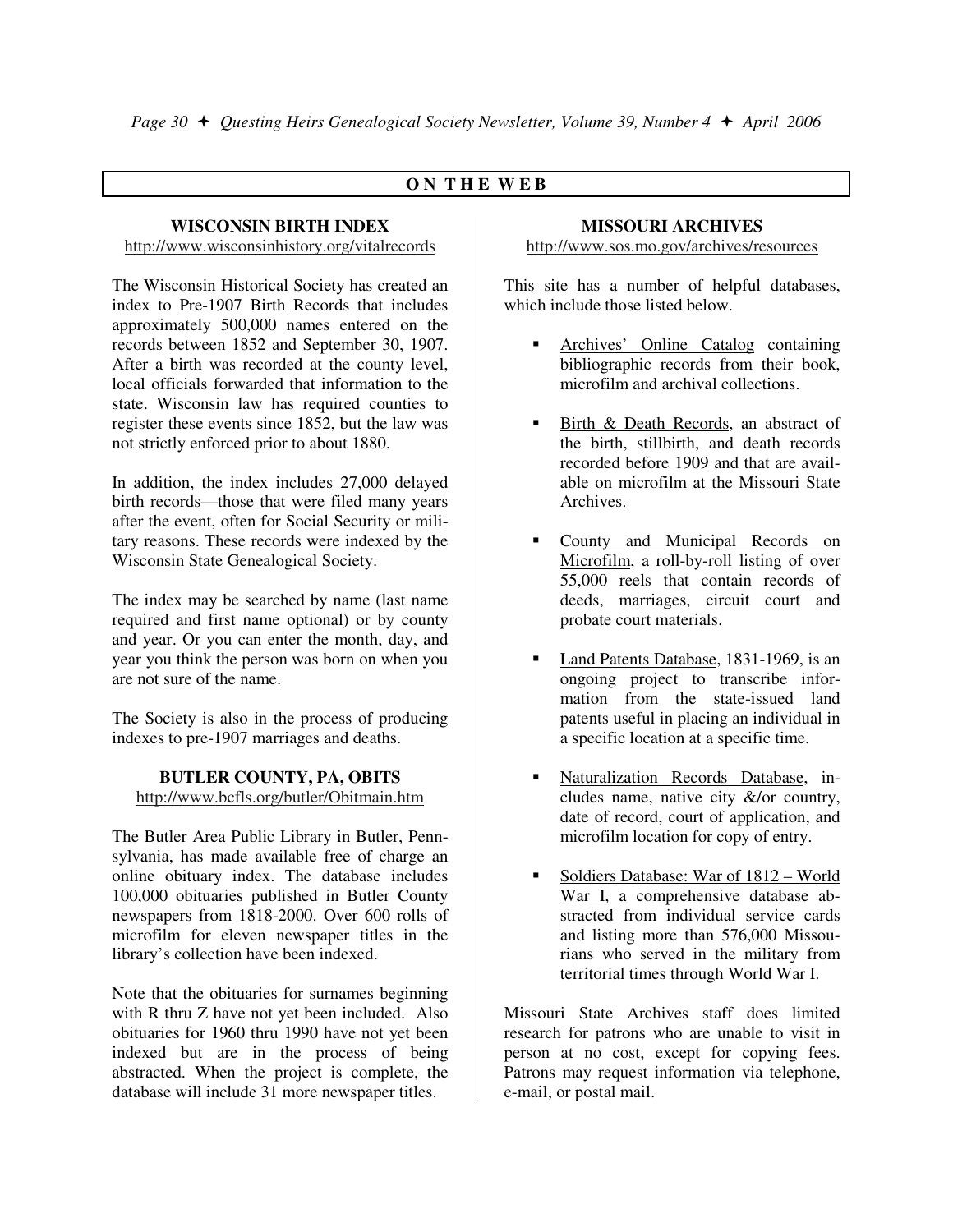## ON THE WEB

### WISCONSIN BIRTH INDEX

http://www.wisconsinhistory.org/vitalrecords

The Wisconsin Historical Society has created an index to Pre-1907 Birth Records that includes approximately 500,000 names entered on the records between 1852 and September 30, 1907. After a birth was recorded at the county level, local officials forwarded that information to the state. Wisconsin law has required counties to register these events since 1852, but the law was not strictly enforced prior to about 1880.

In addition, the index includes 27,000 delayed birth records—those that were filed many years after the event, often for Social Security or military reasons. These records were indexed by the Wisconsin State Genealogical Society.

The index may be searched by name (last name required and first name optional) or by county and year. Or you can enter the month, day, and year you think the person was born on when you are not sure of the name.

The Society is also in the process of producing indexes to pre-1907 marriages and deaths.

### BUTLER COUNTY, PA, OBITS

http://www.bcfls.org/butler/Obitmain.htm

The Butler Area Public Library in Butler, Pennsylvania, has made available free of charge an online obituary index. The database includes 100,000 obituaries published in Butler County newspapers from 1818-2000. Over 600 rolls of microfilm for eleven newspaper titles in the library's collection have been indexed.

Note that the obituaries for surnames beginning with R thru Z have not yet been included. Also obituaries for 1960 thru 1990 have not yet been indexed but are in the process of being abstracted. When the project is complete, the database will include 31 more newspaper titles.

### MISSOURI ARCHIVES

http://www.sos.mo.gov/archives/resources

This site has a number of helpful databases, which include those listed below.

- Archives' Online Catalog containing bibliographic records from their book, microfilm and archival collections.
- Birth & Death Records, an abstract of the birth, stillbirth, and death records recorded before 1909 and that are available on microfilm at the Missouri State Archives.
- County and Municipal Records on Microfilm, a roll-by-roll listing of over 55,000 reels that contain records of deeds, marriages, circuit court and probate court materials.
- Land Patents Database, 1831-1969, is an ongoing project to transcribe information from the state-issued land patents useful in placing an individual in a specific location at a specific time.
- Naturalization Records Database, includes name, native city &/or country, date of record, court of application, and microfilm location for copy of entry.
- Soldiers Database: War of 1812 – World War I, a comprehensive database abstracted from individual service cards and listing more than 576,000 Missourians who served in the military from territorial times through World War I.

Missouri State Archives staff does limited research for patrons who are unable to visit in person at no cost, except for copying fees. Patrons may request information via telephone, e-mail, or postal mail.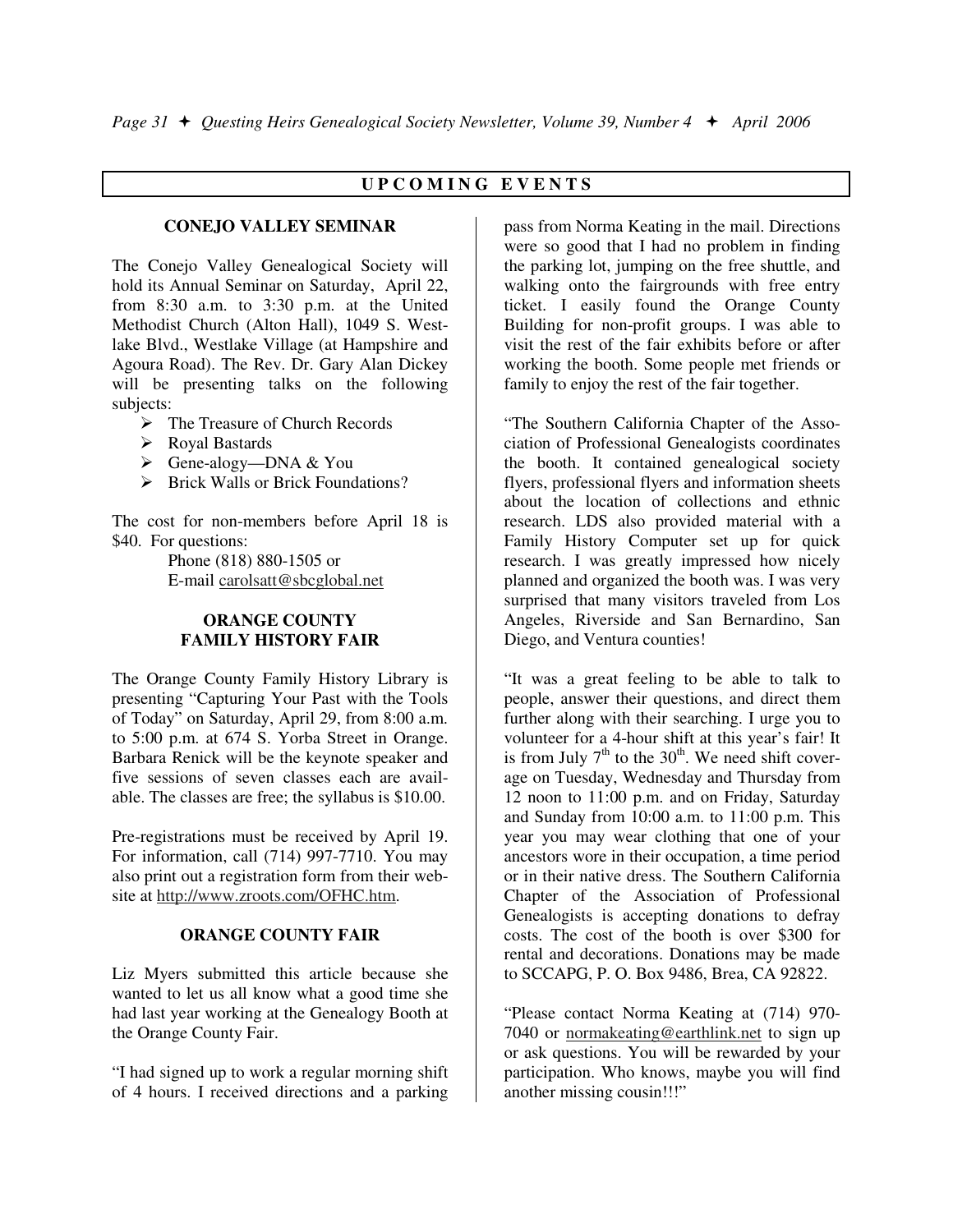## UPCOMING EVENTS

### CONEJO VALLEY SEMINAR

The Conejo Valley Genealogical Society will hold its Annual Seminar on Saturday, April 22, from 8:30 a.m. to 3:30 p.m. at the United Methodist Church (Alton Hall), 1049 S. Westlake Blvd., Westlake Village (at Hampshire and Agoura Road). The Rev. Dr. Gary Alan Dickey will be presenting talks on the following subjects:

- The Treasure of Church Records
- Royal Bastards
- Gene-alogy—DNA & You
- Brick Walls or Brick Foundations?

The cost for non-members before April 18 is $40. For questions:

Phone (818) 880-1505 or
E-mail carolsatt@sbcglobal.net

### ORANGE COUNTY FAMILY HISTORY FAIR

The Orange County Family History Library is presenting "Capturing Your Past with the Tools of Today" on Saturday, April 29, from 8:00 a.m. to 5:00 p.m. at 674 S. Yorba Street in Orange. Barbara Renick will be the keynote speaker and five sessions of seven classes each are available. The classes are free; the syllabus is $10.00.

Pre-registrations must be received by April 19. For information, call (714) 997-7710. You may also print out a registration form from their website at http://www.zroots.com/OFHC.htm.

### ORANGE COUNTY FAIR

Liz Myers submitted this article because she wanted to let us all know what a good time she had last year working at the Genealogy Booth at the Orange County Fair.

"I had signed up to work a regular morning shift of 4 hours. I received directions and a parking pass from Norma Keating in the mail. Directions were so good that I had no problem in finding the parking lot, jumping on the free shuttle, and walking onto the fairgrounds with free entry ticket. I easily found the Orange County Building for non-profit groups. I was able to visit the rest of the fair exhibits before or after working the booth. Some people met friends or family to enjoy the rest of the fair together.

"The Southern California Chapter of the Association of Professional Genealogists coordinates the booth. It contained genealogical society flyers, professional flyers and information sheets about the location of collections and ethnic research. LDS also provided material with a Family History Computer set up for quick research. I was greatly impressed how nicely planned and organized the booth was. I was very surprised that many visitors traveled from Los Angeles, Riverside and San Bernardino, San Diego, and Ventura counties!

"It was a great feeling to be able to talk to people, answer their questions, and direct them further along with their searching. I urge you to volunteer for a 4-hour shift at this year's fair! It is from July 7th to the 30th. We need shift coverage on Tuesday, Wednesday and Thursday from 12 noon to 11:00 p.m. and on Friday, Saturday and Sunday from 10:00 a.m. to 11:00 p.m. This year you may wear clothing that one of your ancestors wore in their occupation, a time period or in their native dress. The Southern California Chapter of the Association of Professional Genealogists is accepting donations to defray costs. The cost of the booth is over $300 for rental and decorations. Donations may be made to SCCAPG, P. O. Box 9486, Brea, CA 92822.

"Please contact Norma Keating at (714) 970-7040 or normakeating@earthlink.net to sign up or ask questions. You will be rewarded by your participation. Who knows, maybe you will find another missing cousin!!!"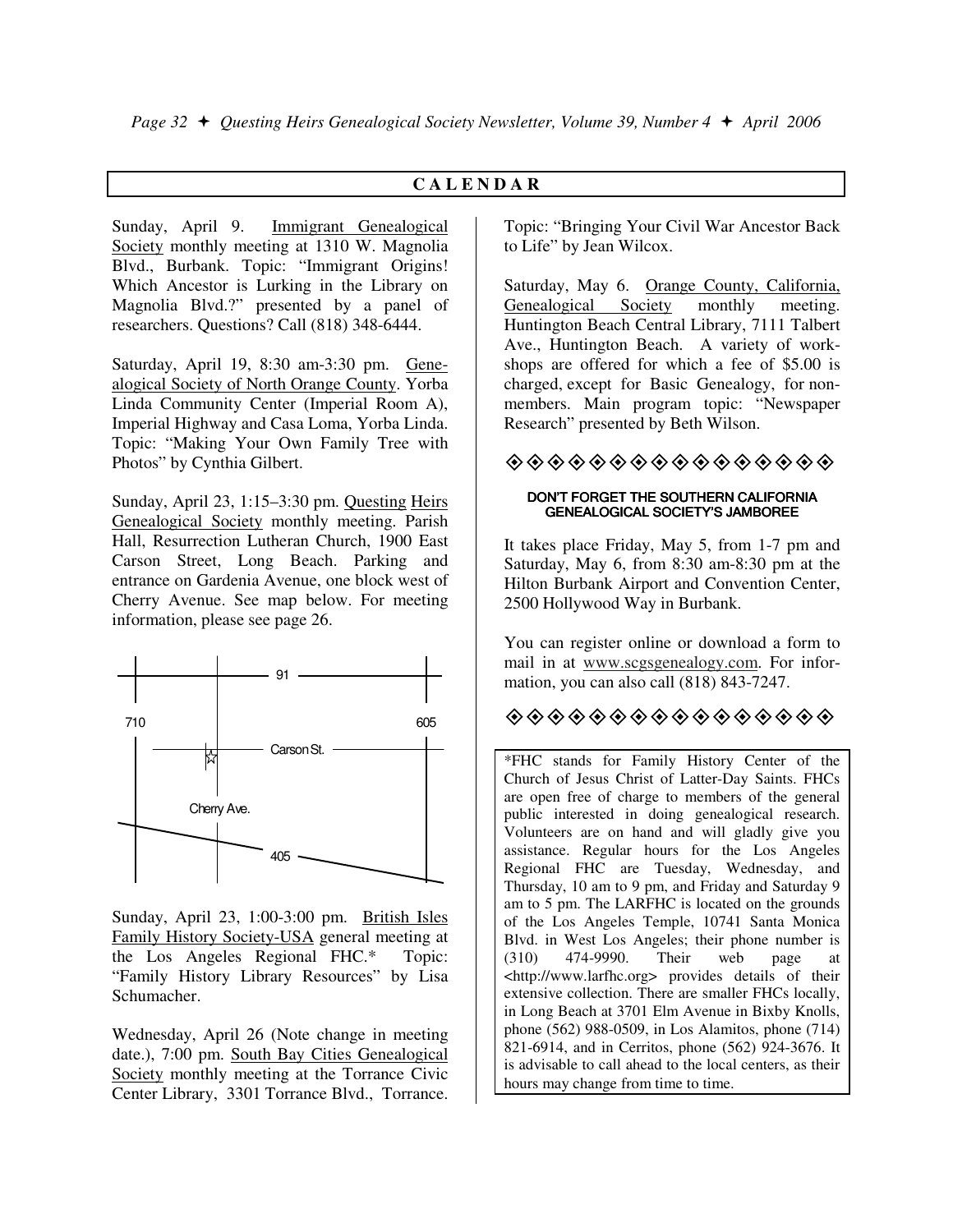## CALENDAR

Sunday, April 9. Immigrant Genealogical Society monthly meeting at 1310 W. Magnolia Blvd., Burbank. Topic: "Immigrant Origins! Which Ancestor is Lurking in the Library on Magnolia Blvd.?" presented by a panel of researchers. Questions? Call (818) 348-6444.

Saturday, April 19, 8:30 am-3:30 pm. Genealogical Society of North Orange County. Yorba Linda Community Center (Imperial Room A), Imperial Highway and Casa Loma, Yorba Linda. Topic: "Making Your Own Family Tree with Photos" by Cynthia Gilbert.

Sunday, April 23, 1:15–3:30 pm. Questing Heirs Genealogical Society monthly meeting. Parish Hall, Resurrection Lutheran Church, 1900 East Carson Street, Long Beach. Parking and entrance on Gardenia Avenue, one block west of Cherry Avenue. See map below. For meeting information, please see page 26.

91

710

605

Carson St.

Cherry Ave.

405

Sunday, April 23, 1:00-3:00 pm. British Isles Family History Society-USA general meeting at the Los Angeles Regional FHC.* Topic: "Family History Library Resources" by Lisa Schumacher.

Wednesday, April 26 (Note change in meeting date.), 7:00 pm. South Bay Cities Genealogical Society monthly meeting at the Torrance Civic Center Library, 3301 Torrance Blvd., Torrance. Topic: "Bringing Your Civil War Ancestor Back to Life" by Jean Wilcox.

Saturday, May 6. Orange County, California, Genealogical Society monthly meeting. Huntington Beach Central Library, 7111 Talbert Ave., Huntington Beach. A variety of workshops are offered for which a fee of $5.00 is charged, except for Basic Genealogy, for nonmembers. Main program topic: "Newspaper Research" presented by Beth Wilson.

◈◈◈◈◈◈◈◈◈◈◈◈◈◈◈◈

**DON'T FORGET THE SOUTHERN CALIFORNIA GENEALOGICAL SOCIETY'S JAMBOREE**

It takes place Friday, May 5, from 1-7 pm and Saturday, May 6, from 8:30 am-8:30 pm at the Hilton Burbank Airport and Convention Center, 2500 Hollywood Way in Burbank.

You can register online or download a form to mail in at www.scgsgenealogy.com. For information, you can also call (818) 843-7247.

◈◈◈◈◈◈◈◈◈◈◈◈◈◈◈◈

*FHC stands for Family History Center of the Church of Jesus Christ of Latter-Day Saints. FHCs are open free of charge to members of the general public interested in doing genealogical research. Volunteers are on hand and will gladly give you assistance. Regular hours for the Los Angeles Regional FHC are Tuesday, Wednesday, and Thursday, 10 am to 9 pm, and Friday and Saturday 9 am to 5 pm. The LARFHC is located on the grounds of the Los Angeles Temple, 10741 Santa Monica Blvd. in West Los Angeles; their phone number is (310) 474-9990. Their web page at <http://www.larfhc.org> provides details of their extensive collection. There are smaller FHCs locally, in Long Beach at 3701 Elm Avenue in Bixby Knolls, phone (562) 988-0509, in Los Alamitos, phone (714) 821-6914, and in Cerritos, phone (562) 924-3676. It is advisable to call ahead to the local centers, as their hours may change from time to time.